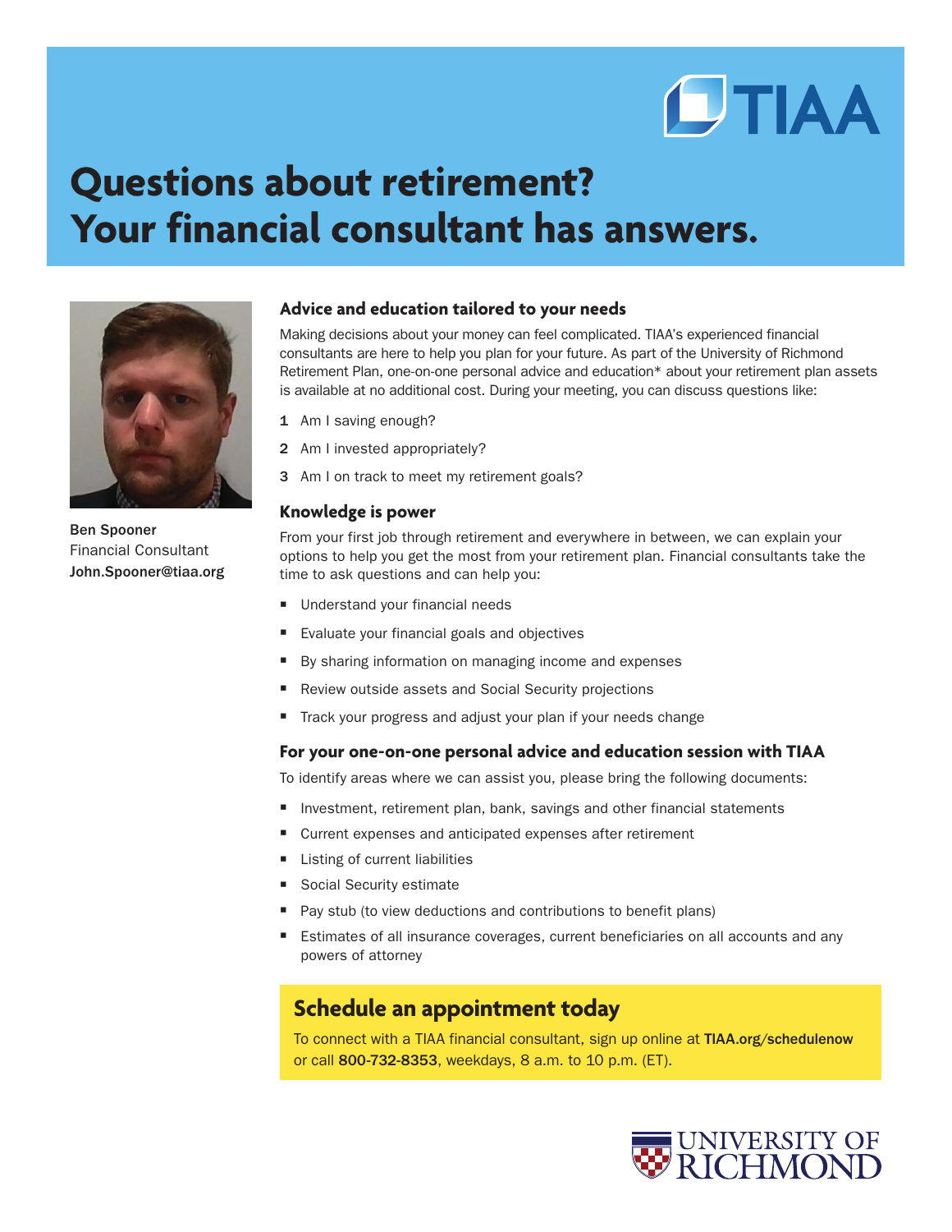TIAA

# Questions about retirement? Your financial consultant has answers.

**Ben Spooner**
Financial Consultant
**John.Spooner@tiaa.org**

### Advice and education tailored to your needs

Making decisions about your money can feel complicated. TIAA's experienced financial consultants are here to help you plan for your future. As part of the University of Richmond Retirement Plan, one-on-one personal advice and education* about your retirement plan assets is available at no additional cost. During your meeting, you can discuss questions like:

1. Am I saving enough?
2. Am I invested appropriately?
3. Am I on track to meet my retirement goals?

### Knowledge is power

From your first job through retirement and everywhere in between, we can explain your options to help you get the most from your retirement plan. Financial consultants take the time to ask questions and can help you:

- Understand your financial needs
- Evaluate your financial goals and objectives
- By sharing information on managing income and expenses
- Review outside assets and Social Security projections
- Track your progress and adjust your plan if your needs change

### For your one-on-one personal advice and education session with TIAA

To identify areas where we can assist you, please bring the following documents:

- Investment, retirement plan, bank, savings and other financial statements
- Current expenses and anticipated expenses after retirement
- Listing of current liabilities
- Social Security estimate
- Pay stub (to view deductions and contributions to benefit plans)
- Estimates of all insurance coverages, current beneficiaries on all accounts and any powers of attorney

## Schedule an appointment today

To connect with a TIAA financial consultant, sign up online at **TIAA.org/schedulenow** or call **800-732-8353**, weekdays, 8 a.m. to 10 p.m. (ET).

UNIVERSITY OF RICHMOND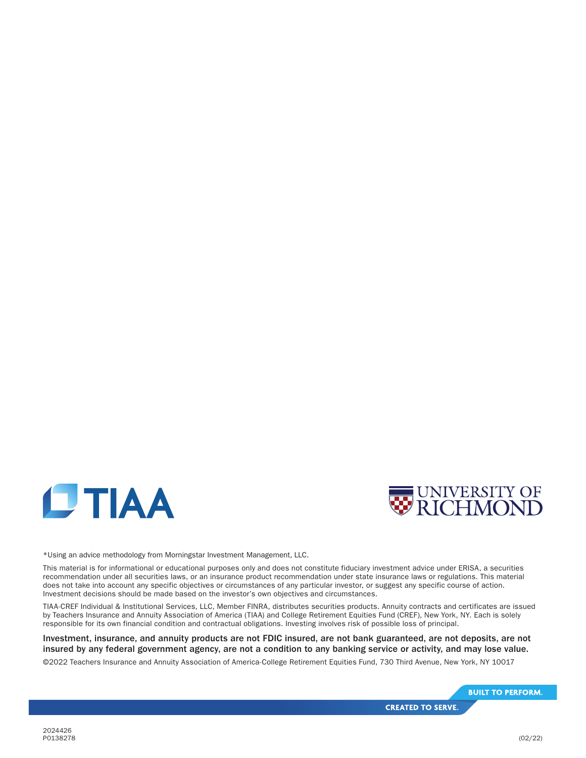TIAA

UNIVERSITY OF RICHMOND

*Using an advice methodology from Morningstar Investment Management, LLC.

This material is for informational or educational purposes only and does not constitute fiduciary investment advice under ERISA, a securities recommendation under all securities laws, or an insurance product recommendation under state insurance laws or regulations. This material does not take into account any specific objectives or circumstances of any particular investor, or suggest any specific course of action. Investment decisions should be made based on the investor's own objectives and circumstances.

TIAA-CREF Individual & Institutional Services, LLC, Member FINRA, distributes securities products. Annuity contracts and certificates are issued by Teachers Insurance and Annuity Association of America (TIAA) and College Retirement Equities Fund (CREF), New York, NY. Each is solely responsible for its own financial condition and contractual obligations. Investing involves risk of possible loss of principal.

Investment, insurance, and annuity products are not FDIC insured, are not bank guaranteed, are not deposits, are not insured by any federal government agency, are not a condition to any banking service or activity, and may lose value.

©2022 Teachers Insurance and Annuity Association of America-College Retirement Equities Fund, 730 Third Avenue, New York, NY 10017

BUILT TO PERFORM.

CREATED TO SERVE.

2024426
P0138278

(02/22)